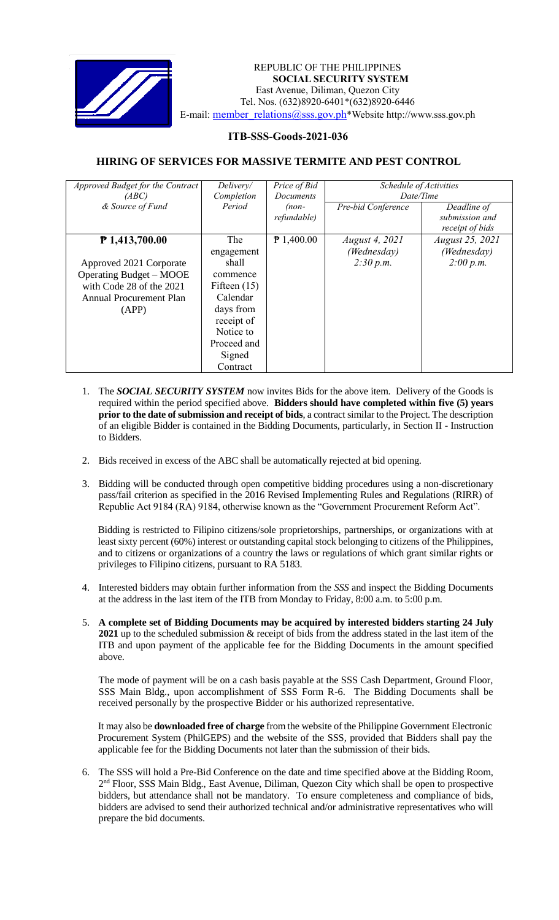REPUBLIC OF THE PHILIPPINES
**SOCIAL SECURITY SYSTEM**
East Avenue, Diliman, Quezon City
Tel. Nos. (632)8920-6401*(632)8920-6446
E-mail: member_relations@sss.gov.ph*Website http://www.sss.gov.ph

## ITB-SSS-Goods-2021-036

## HIRING OF SERVICES FOR MASSIVE TERMITE AND PEST CONTROL

| *Approved Budget for the Contract (ABC) & Source of Fund* | *Delivery/ Completion Period* | *Price of Bid Documents (non-refundable)* | *Schedule of Activities Date/Time* | |
|---|---|---|---|---|
| | | | *Pre-bid Conference* | *Deadline of submission and receipt of bids* |
| **₱ 1,413,700.00**<br><br>Approved 2021 Corporate Operating Budget – MOOE with Code 28 of the 2021 Annual Procurement Plan (APP) | The engagement shall commence Fifteen (15) Calendar days from receipt of Notice to Proceed and Signed Contract | ₱ 1,400.00 | *August 4, 2021 (Wednesday) 2:30 p.m.* | *August 25, 2021 (Wednesday) 2:00 p.m.* |

1. The ***SOCIAL SECURITY SYSTEM*** now invites Bids for the above item. Delivery of the Goods is required within the period specified above. **Bidders should have completed within five (5) years prior to the date of submission and receipt of bids**, a contract similar to the Project. The description of an eligible Bidder is contained in the Bidding Documents, particularly, in Section II - Instruction to Bidders.

2. Bids received in excess of the ABC shall be automatically rejected at bid opening.

3. Bidding will be conducted through open competitive bidding procedures using a non-discretionary pass/fail criterion as specified in the 2016 Revised Implementing Rules and Regulations (RIRR) of Republic Act 9184 (RA) 9184, otherwise known as the "Government Procurement Reform Act".

   Bidding is restricted to Filipino citizens/sole proprietorships, partnerships, or organizations with at least sixty percent (60%) interest or outstanding capital stock belonging to citizens of the Philippines, and to citizens or organizations of a country the laws or regulations of which grant similar rights or privileges to Filipino citizens, pursuant to RA 5183.

4. Interested bidders may obtain further information from the *SSS* and inspect the Bidding Documents at the address in the last item of the ITB from Monday to Friday, 8:00 a.m. to 5:00 p.m.

5. **A complete set of Bidding Documents may be acquired by interested bidders starting 24 July 2021** up to the scheduled submission & receipt of bids from the address stated in the last item of the ITB and upon payment of the applicable fee for the Bidding Documents in the amount specified above.

   The mode of payment will be on a cash basis payable at the SSS Cash Department, Ground Floor, SSS Main Bldg., upon accomplishment of SSS Form R-6. The Bidding Documents shall be received personally by the prospective Bidder or his authorized representative.

   It may also be **downloaded free of charge** from the website of the Philippine Government Electronic Procurement System (PhilGEPS) and the website of the SSS, provided that Bidders shall pay the applicable fee for the Bidding Documents not later than the submission of their bids.

6. The SSS will hold a Pre-Bid Conference on the date and time specified above at the Bidding Room, 2nd Floor, SSS Main Bldg., East Avenue, Diliman, Quezon City which shall be open to prospective bidders, but attendance shall not be mandatory. To ensure completeness and compliance of bids, bidders are advised to send their authorized technical and/or administrative representatives who will prepare the bid documents.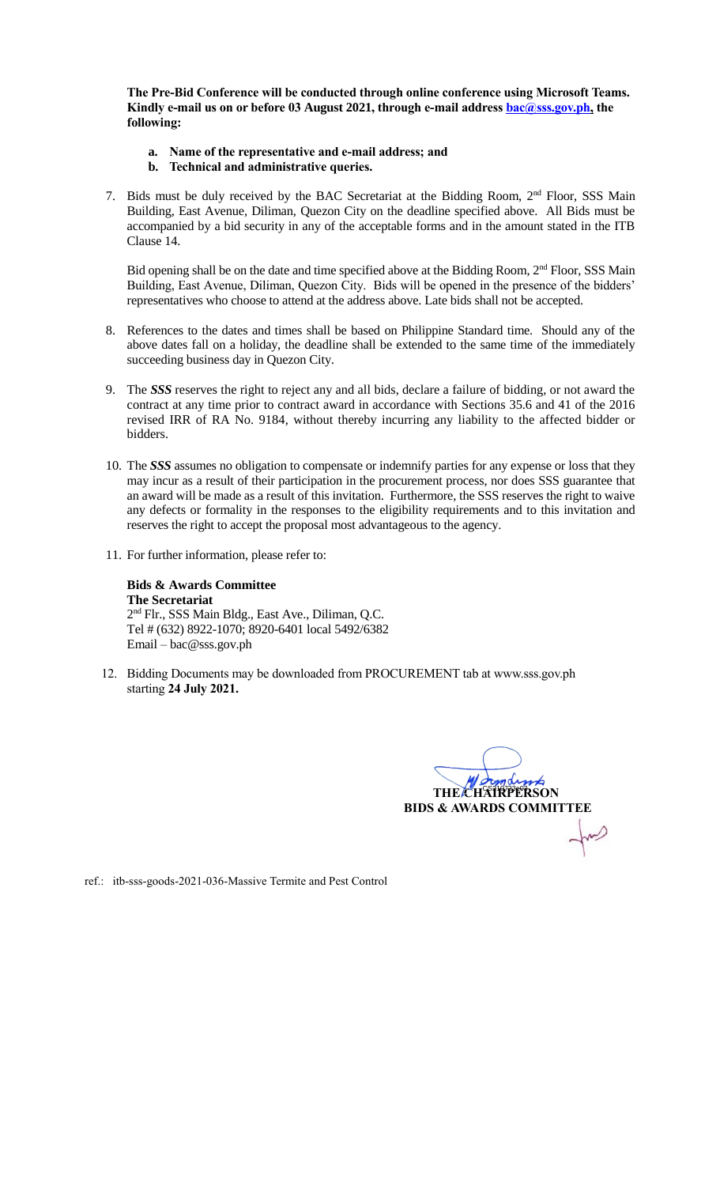**The Pre-Bid Conference will be conducted through online conference using Microsoft Teams. Kindly e-mail us on or before 03 August 2021, through e-mail address bac@sss.gov.ph, the following:**

- **a. Name of the representative and e-mail address; and**
- **b. Technical and administrative queries.**

7. Bids must be duly received by the BAC Secretariat at the Bidding Room, 2nd Floor, SSS Main Building, East Avenue, Diliman, Quezon City on the deadline specified above. All Bids must be accompanied by a bid security in any of the acceptable forms and in the amount stated in the ITB Clause 14.

   Bid opening shall be on the date and time specified above at the Bidding Room, 2nd Floor, SSS Main Building, East Avenue, Diliman, Quezon City. Bids will be opened in the presence of the bidders' representatives who choose to attend at the address above. Late bids shall not be accepted.

8. References to the dates and times shall be based on Philippine Standard time. Should any of the above dates fall on a holiday, the deadline shall be extended to the same time of the immediately succeeding business day in Quezon City.

9. The ***SSS*** reserves the right to reject any and all bids, declare a failure of bidding, or not award the contract at any time prior to contract award in accordance with Sections 35.6 and 41 of the 2016 revised IRR of RA No. 9184, without thereby incurring any liability to the affected bidder or bidders.

10. The ***SSS*** assumes no obligation to compensate or indemnify parties for any expense or loss that they may incur as a result of their participation in the procurement process, nor does SSS guarantee that an award will be made as a result of this invitation. Furthermore, the SSS reserves the right to waive any defects or formality in the responses to the eligibility requirements and to this invitation and reserves the right to accept the proposal most advantageous to the agency.

11. For further information, please refer to:

    **Bids & Awards Committee**
    **The Secretariat**
    2nd Flr., SSS Main Bldg., East Ave., Diliman, Q.C.
    Tel # (632) 8922-1070; 8920-6401 local 5492/6382
    Email – bac@sss.gov.ph

12. Bidding Documents may be downloaded from PROCUREMENT tab at www.sss.gov.ph starting **24 July 2021.**

**THE CHAIRPERSON**
**BIDS & AWARDS COMMITTEE**

ref.: itb-sss-goods-2021-036-Massive Termite and Pest Control